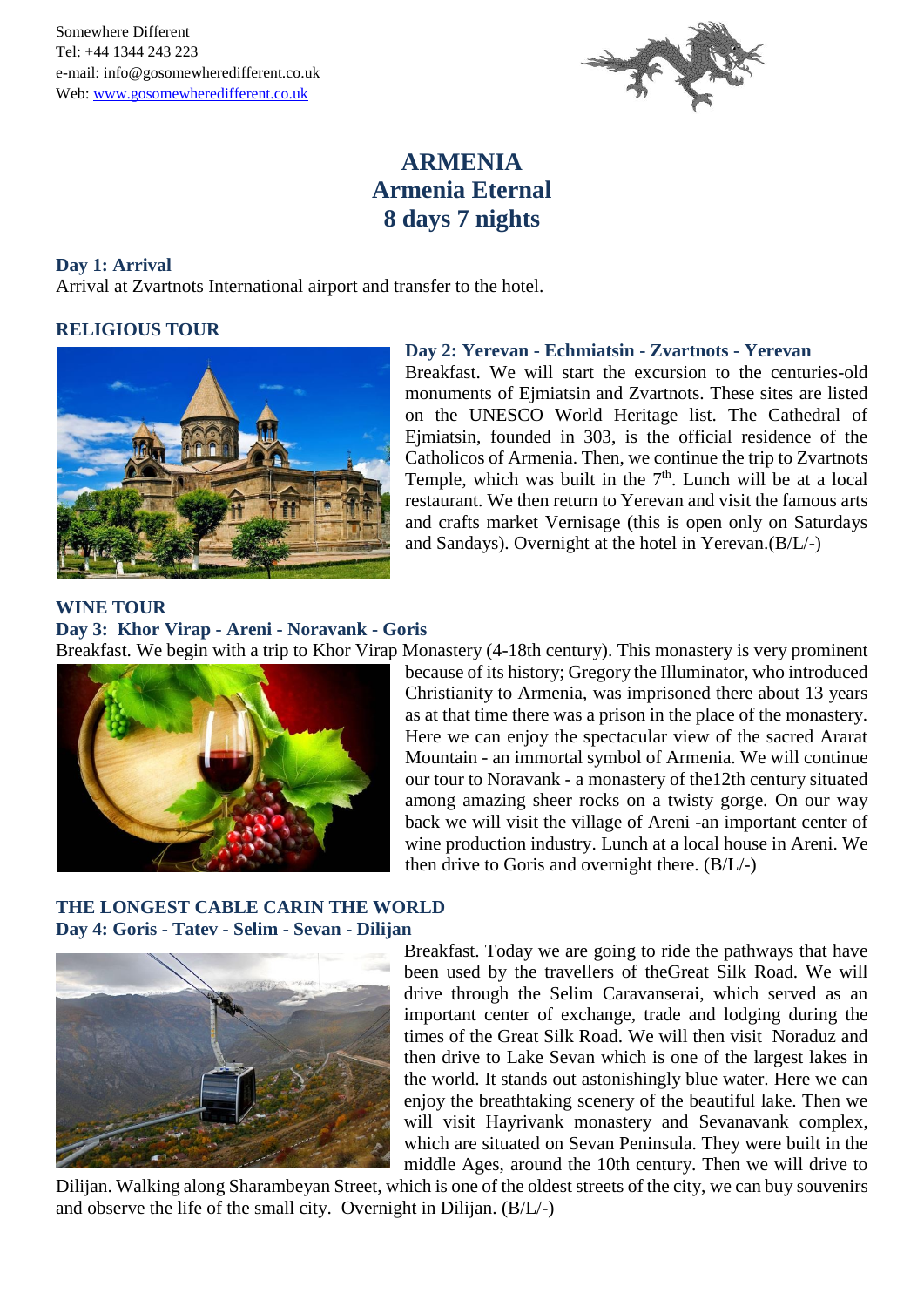Somewhere Different
Tel: +44 1344 243 223
e-mail: info@gosomewheredifferent.co.uk
Web: www.gosomewheredifferent.co.uk

# ARMENIA
# Armenia Eternal
# 8 days 7 nights

**Day 1: Arrival**
Arrival at Zvartnots International airport and transfer to the hotel.

## RELIGIOUS TOUR

**Day 2: Yerevan - Echmiatsin - Zvartnots - Yerevan**
Breakfast. We will start the excursion to the centuries-old monuments of Ejmiatsin and Zvartnots. These sites are listed on the UNESCO World Heritage list. The Cathedral of Ejmiatsin, founded in 303, is the official residence of the Catholicos of Armenia. Then, we continue the trip to Zvartnots Temple, which was built in the 7th. Lunch will be at a local restaurant. We then return to Yerevan and visit the famous arts and crafts market Vernisage (this is open only on Saturdays and Sandays). Overnight at the hotel in Yerevan.(B/L/-)

## WINE TOUR

**Day 3: Khor Virap - Areni - Noravank - Goris**
Breakfast. We begin with a trip to Khor Virap Monastery (4-18th century). This monastery is very prominent because of its history; Gregory the Illuminator, who introduced Christianity to Armenia, was imprisoned there about 13 years as at that time there was a prison in the place of the monastery. Here we can enjoy the spectacular view of the sacred Ararat Mountain - an immortal symbol of Armenia. We will continue our tour to Noravank - a monastery of the12th century situated among amazing sheer rocks on a twisty gorge. On our way back we will visit the village of Areni -an important center of wine production industry. Lunch at a local house in Areni. We then drive to Goris and overnight there. (B/L/-)

## THE LONGEST CABLE CARIN THE WORLD

**Day 4: Goris - Tatev - Selim - Sevan - Dilijan**
Breakfast. Today we are going to ride the pathways that have been used by the travellers of theGreat Silk Road. We will drive through the Selim Caravanserai, which served as an important center of exchange, trade and lodging during the times of the Great Silk Road. We will then visit Noraduz and then drive to Lake Sevan which is one of the largest lakes in the world. It stands out astonishingly blue water. Here we can enjoy the breathtaking scenery of the beautiful lake. Then we will visit Hayrivank monastery and Sevanavank complex, which are situated on Sevan Peninsula. They were built in the middle Ages, around the 10th century. Then we will drive to Dilijan. Walking along Sharambeyan Street, which is one of the oldest streets of the city, we can buy souvenirs and observe the life of the small city. Overnight in Dilijan. (B/L/-)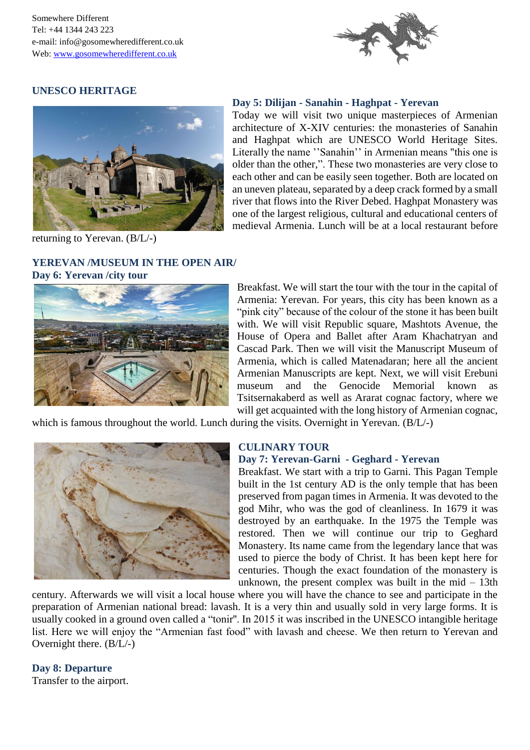Somewhere Different
Tel: +44 1344 243 223
e-mail: info@gosomewheredifferent.co.uk
Web: www.gosomewheredifferent.co.uk

## UNESCO HERITAGE

### Day 5: Dilijan - Sanahin - Haghpat - Yerevan

Today we will visit two unique masterpieces of Armenian architecture of X-XIV centuries: the monasteries of Sanahin and Haghpat which are UNESCO World Heritage Sites. Literally the name ''Sanahin'' in Armenian means "this one is older than the other,". These two monasteries are very close to each other and can be easily seen together. Both are located on an uneven plateau, separated by a deep crack formed by a small river that flows into the River Debed. Haghpat Monastery was one of the largest religious, cultural and educational centers of medieval Armenia. Lunch will be at a local restaurant before returning to Yerevan. (B/L/-)

## YEREVAN /MUSEUM IN THE OPEN AIR/

### Day 6: Yerevan /city tour

Breakfast. We will start the tour with the tour in the capital of Armenia: Yerevan. For years, this city has been known as a "pink city" because of the colour of the stone it has been built with. We will visit Republic square, Mashtots Avenue, the House of Opera and Ballet after Aram Khachatryan and Cascad Park. Then we will visit the Manuscript Museum of Armenia, which is called Matenadaran; here all the ancient Armenian Manuscripts are kept. Next, we will visit Erebuni museum and the Genocide Memorial known as Tsitsernakaberd as well as Ararat cognac factory, where we will get acquainted with the long history of Armenian cognac, which is famous throughout the world. Lunch during the visits. Overnight in Yerevan. (B/L/-)

## CULINARY TOUR

### Day 7: Yerevan-Garni - Geghard - Yerevan

Breakfast. We start with a trip to Garni. This Pagan Temple built in the 1st century AD is the only temple that has been preserved from pagan times in Armenia. It was devoted to the god Mihr, who was the god of cleanliness. In 1679 it was destroyed by an earthquake. In the 1975 the Temple was restored. Then we will continue our trip to Geghard Monastery. Its name came from the legendary lance that was used to pierce the body of Christ. It has been kept here for centuries. Though the exact foundation of the monastery is unknown, the present complex was built in the mid – 13th century. Afterwards we will visit a local house where you will have the chance to see and participate in the preparation of Armenian national bread: lavash. It is a very thin and usually sold in very large forms. It is usually cooked in a ground oven called a "tonir". In 2015 it was inscribed in the UNESCO intangible heritage list. Here we will enjoy the "Armenian fast food" with lavash and cheese. We then return to Yerevan and Overnight there. (B/L/-)

### Day 8: Departure

Transfer to the airport.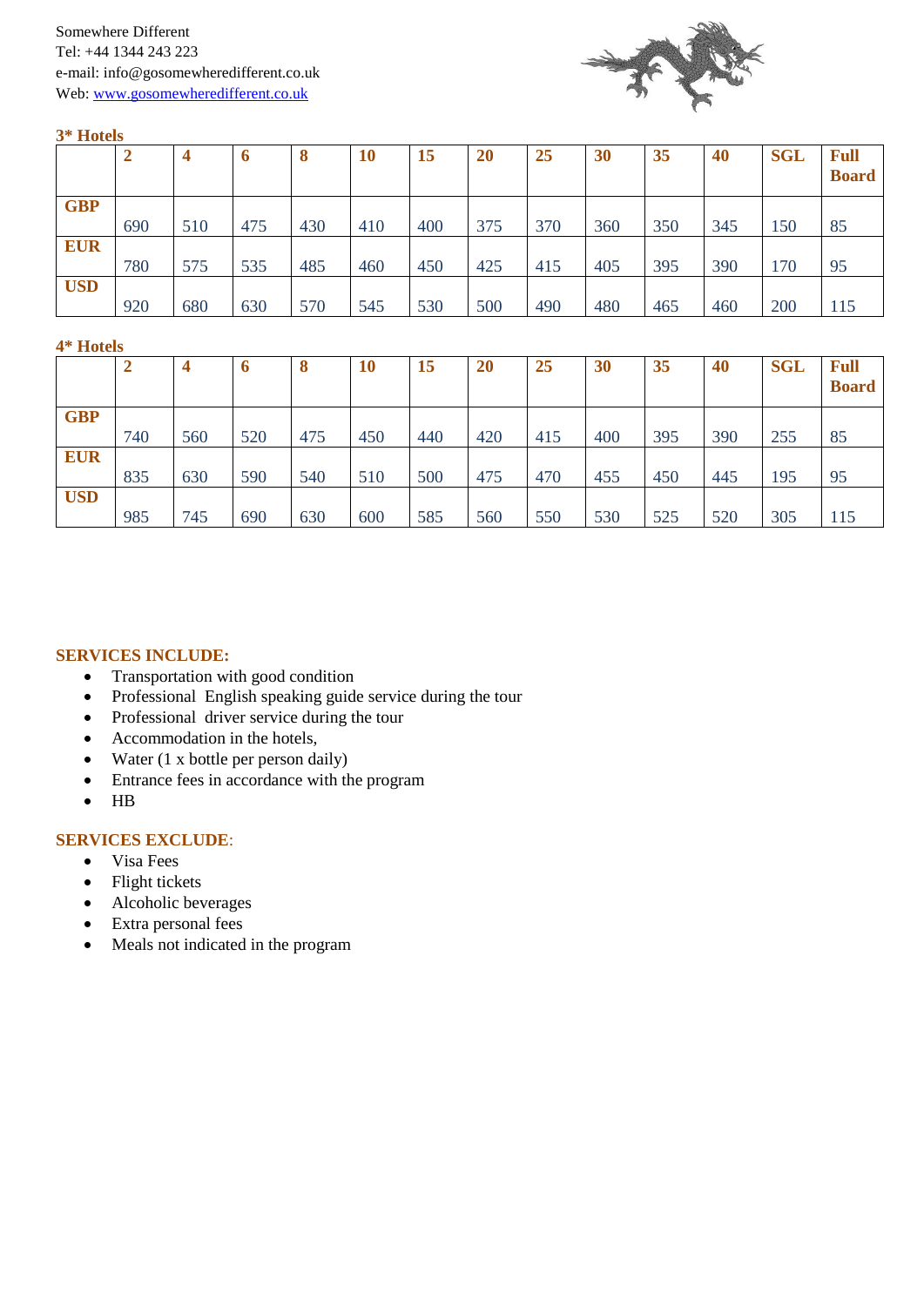Somewhere Different
Tel: +44 1344 243 223
e-mail: info@gosomewheredifferent.co.uk
Web: www.gosomewheredifferent.co.uk

**3* Hotels**

| | 2 | 4 | 6 | 8 | 10 | 15 | 20 | 25 | 30 | 35 | 40 | SGL | Full Board |
|---|---|---|---|---|---|---|---|---|---|---|---|---|---|
| **GBP** | 690 | 510 | 475 | 430 | 410 | 400 | 375 | 370 | 360 | 350 | 345 | 150 | 85 |
| **EUR** | 780 | 575 | 535 | 485 | 460 | 450 | 425 | 415 | 405 | 395 | 390 | 170 | 95 |
| **USD** | 920 | 680 | 630 | 570 | 545 | 530 | 500 | 490 | 480 | 465 | 460 | 200 | 115 |

**4* Hotels**

| | 2 | 4 | 6 | 8 | 10 | 15 | 20 | 25 | 30 | 35 | 40 | SGL | Full Board |
|---|---|---|---|---|---|---|---|---|---|---|---|---|---|
| **GBP** | 740 | 560 | 520 | 475 | 450 | 440 | 420 | 415 | 400 | 395 | 390 | 255 | 85 |
| **EUR** | 835 | 630 | 590 | 540 | 510 | 500 | 475 | 470 | 455 | 450 | 445 | 195 | 95 |
| **USD** | 985 | 745 | 690 | 630 | 600 | 585 | 560 | 550 | 530 | 525 | 520 | 305 | 115 |

**SERVICES INCLUDE:**

- Transportation with good condition
- Professional English speaking guide service during the tour
- Professional driver service during the tour
- Accommodation in the hotels,
- Water (1 x bottle per person daily)
- Entrance fees in accordance with the program
- HB

**SERVICES EXCLUDE**:

- Visa Fees
- Flight tickets
- Alcoholic beverages
- Extra personal fees
- Meals not indicated in the program